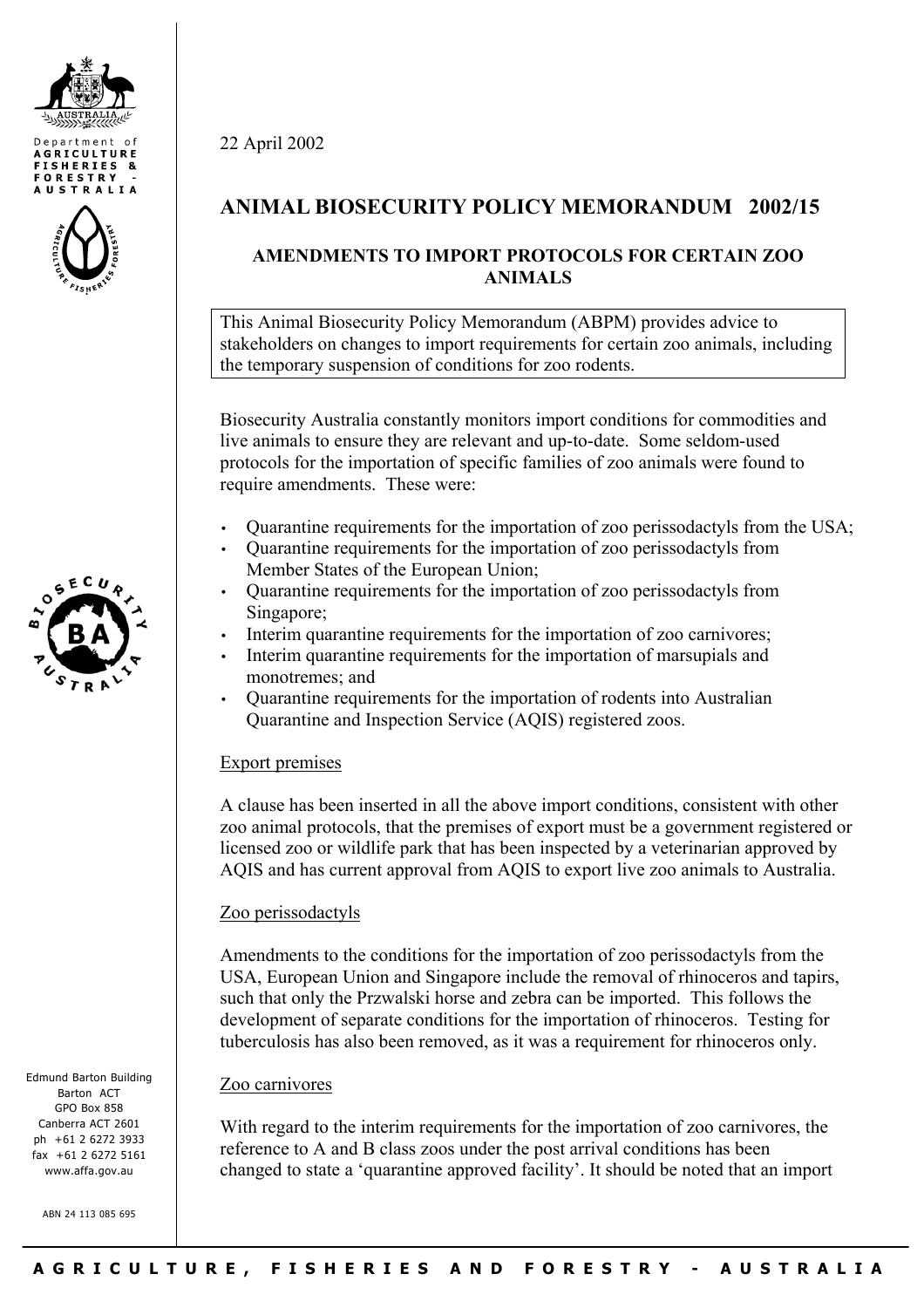Department of AGRICULTURE FISHERIES & FORESTRY - AUSTRALIA

22 April 2002

# ANIMAL BIOSECURITY POLICY MEMORANDUM 2002/15

## AMENDMENTS TO IMPORT PROTOCOLS FOR CERTAIN ZOO ANIMALS

This Animal Biosecurity Policy Memorandum (ABPM) provides advice to stakeholders on changes to import requirements for certain zoo animals, including the temporary suspension of conditions for zoo rodents.

Biosecurity Australia constantly monitors import conditions for commodities and live animals to ensure they are relevant and up-to-date. Some seldom-used protocols for the importation of specific families of zoo animals were found to require amendments. These were:

- Quarantine requirements for the importation of zoo perissodactyls from the USA;
- Quarantine requirements for the importation of zoo perissodactyls from Member States of the European Union;
- Quarantine requirements for the importation of zoo perissodactyls from Singapore;
- Interim quarantine requirements for the importation of zoo carnivores;
- Interim quarantine requirements for the importation of marsupials and monotremes; and
- Quarantine requirements for the importation of rodents into Australian Quarantine and Inspection Service (AQIS) registered zoos.

### Export premises

A clause has been inserted in all the above import conditions, consistent with other zoo animal protocols, that the premises of export must be a government registered or licensed zoo or wildlife park that has been inspected by a veterinarian approved by AQIS and has current approval from AQIS to export live zoo animals to Australia.

### Zoo perissodactyls

Amendments to the conditions for the importation of zoo perissodactyls from the USA, European Union and Singapore include the removal of rhinoceros and tapirs, such that only the Przwalski horse and zebra can be imported. This follows the development of separate conditions for the importation of rhinoceros. Testing for tuberculosis has also been removed, as it was a requirement for rhinoceros only.

### Zoo carnivores

With regard to the interim requirements for the importation of zoo carnivores, the reference to A and B class zoos under the post arrival conditions has been changed to state a 'quarantine approved facility'. It should be noted that an import

Edmund Barton Building
Barton ACT
GPO Box 858
Canberra ACT 2601
ph +61 2 6272 3933
fax +61 2 6272 5161
www.affa.gov.au

ABN 24 113 085 695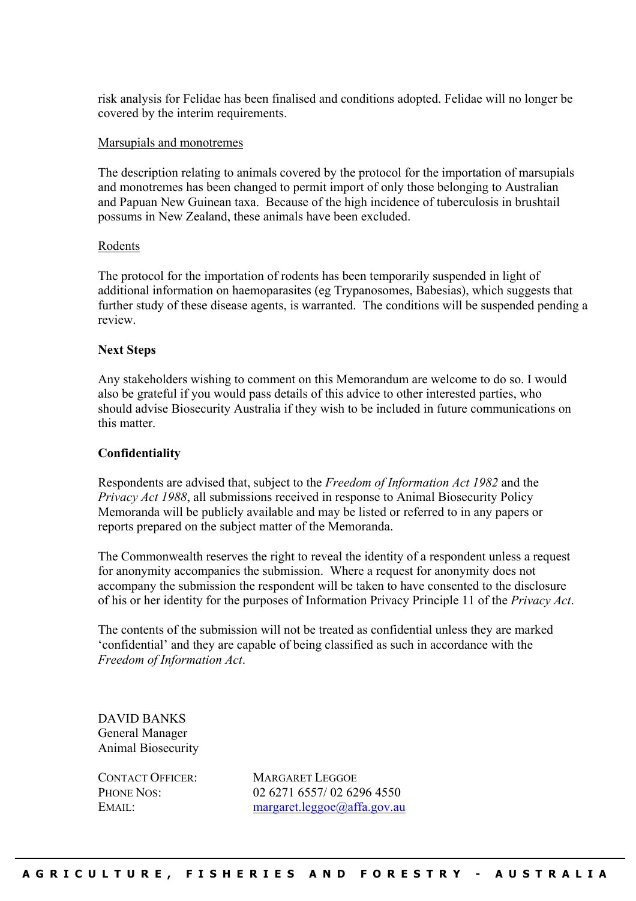risk analysis for Felidae has been finalised and conditions adopted. Felidae will no longer be covered by the interim requirements.

<u>Marsupials and monotremes</u>

The description relating to animals covered by the protocol for the importation of marsupials and monotremes has been changed to permit import of only those belonging to Australian and Papuan New Guinean taxa. Because of the high incidence of tuberculosis in brushtail possums in New Zealand, these animals have been excluded.

<u>Rodents</u>

The protocol for the importation of rodents has been temporarily suspended in light of additional information on haemoparasites (eg Trypanosomes, Babesias), which suggests that further study of these disease agents, is warranted. The conditions will be suspended pending a review.

**Next Steps**

Any stakeholders wishing to comment on this Memorandum are welcome to do so. I would also be grateful if you would pass details of this advice to other interested parties, who should advise Biosecurity Australia if they wish to be included in future communications on this matter.

**Confidentiality**

Respondents are advised that, subject to the *Freedom of Information Act 1982* and the *Privacy Act 1988*, all submissions received in response to Animal Biosecurity Policy Memoranda will be publicly available and may be listed or referred to in any papers or reports prepared on the subject matter of the Memoranda.

The Commonwealth reserves the right to reveal the identity of a respondent unless a request for anonymity accompanies the submission. Where a request for anonymity does not accompany the submission the respondent will be taken to have consented to the disclosure of his or her identity for the purposes of Information Privacy Principle 11 of the *Privacy Act*.

The contents of the submission will not be treated as confidential unless they are marked 'confidential' and they are capable of being classified as such in accordance with the *Freedom of Information Act*.

DAVID BANKS
General Manager
Animal Biosecurity

| | |
|---|---|
| CONTACT OFFICER: | MARGARET LEGGOE |
| PHONE NOS: | 02 6271 6557/ 02 6296 4550 |
| EMAIL: | margaret.leggoe@affa.gov.au |

AGRICULTURE, FISHERIES AND FORESTRY - AUSTRALIA